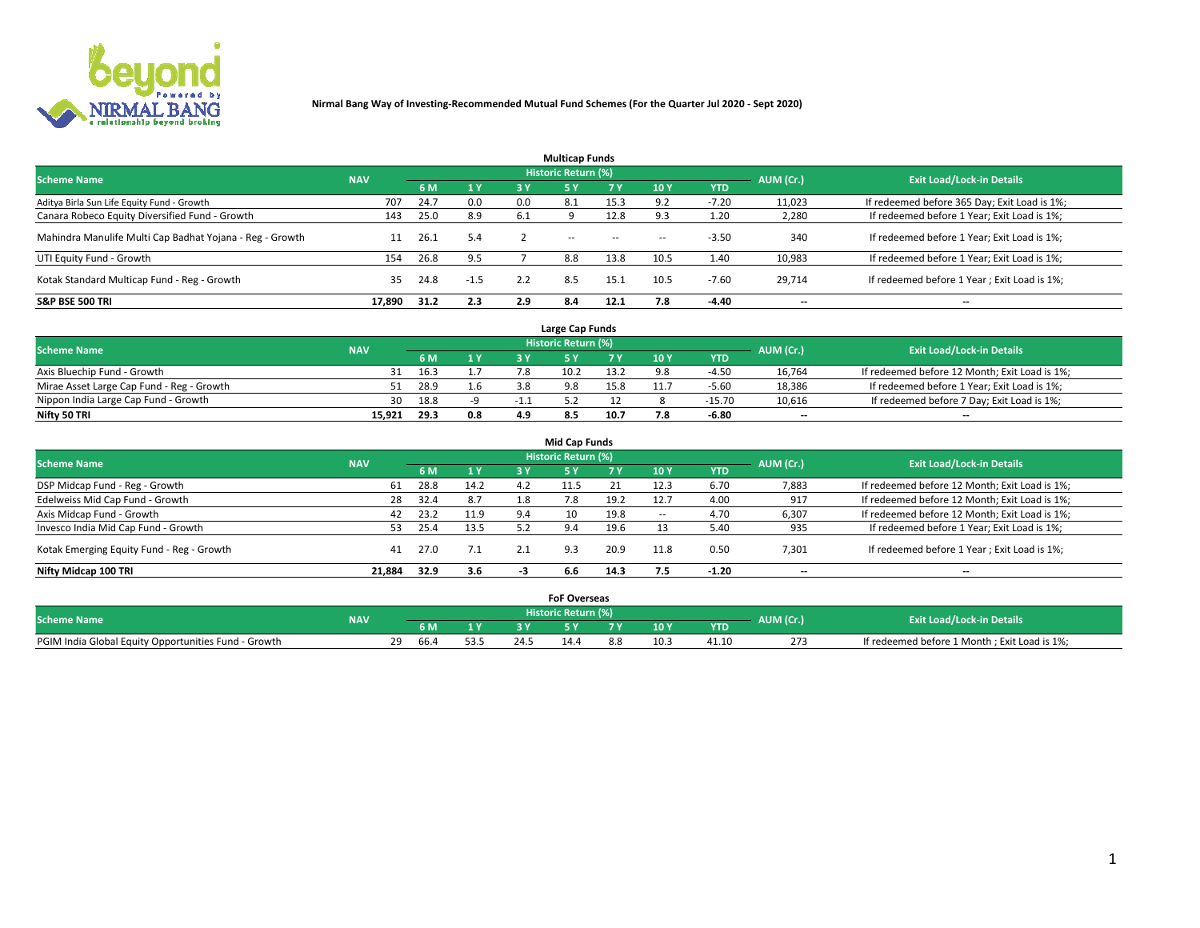**Nirmal Bang Way of Investing-Recommended Mutual Fund Schemes (For the Quarter Jul 2020 - Sept 2020)**

### Multicap Funds

| Scheme Name | NAV | Historic Return (%) | | | | | | | AUM (Cr.) | Exit Load/Lock-in Details |
|---|---|---|---|---|---|---|---|---|---|---|
| | | 6 M | 1 Y | 3 Y | 5 Y | 7 Y | 10 Y | YTD | | |
| Aditya Birla Sun Life Equity Fund - Growth | 707 | 24.7 | 0.0 | 0.0 | 8.1 | 15.3 | 9.2 | -7.20 | 11,023 | If redeemed before 365 Day; Exit Load is 1%; |
| Canara Robeco Equity Diversified Fund - Growth | 143 | 25.0 | 8.9 | 6.1 | 9 | 12.8 | 9.3 | 1.20 | 2,280 | If redeemed before 1 Year; Exit Load is 1%; |
| Mahindra Manulife Multi Cap Badhat Yojana - Reg - Growth | 11 | 26.1 | 5.4 | 2 | -- | -- | -- | -3.50 | 340 | If redeemed before 1 Year; Exit Load is 1%; |
| UTI Equity Fund - Growth | 154 | 26.8 | 9.5 | 7 | 8.8 | 13.8 | 10.5 | 1.40 | 10,983 | If redeemed before 1 Year; Exit Load is 1%; |
| Kotak Standard Multicap Fund - Reg - Growth | 35 | 24.8 | -1.5 | 2.2 | 8.5 | 15.1 | 10.5 | -7.60 | 29,714 | If redeemed before 1 Year ; Exit Load is 1%; |
| **S&P BSE 500 TRI** | **17,890** | **31.2** | **2.3** | **2.9** | **8.4** | **12.1** | **7.8** | **-4.40** | -- | -- |

### Large Cap Funds

| Scheme Name | NAV | Historic Return (%) | | | | | | | AUM (Cr.) | Exit Load/Lock-in Details |
|---|---|---|---|---|---|---|---|---|---|---|
| | | 6 M | 1 Y | 3 Y | 5 Y | 7 Y | 10 Y | YTD | | |
| Axis Bluechip Fund - Growth | 31 | 16.3 | 1.7 | 7.8 | 10.2 | 13.2 | 9.8 | -4.50 | 16,764 | If redeemed before 12 Month; Exit Load is 1%; |
| Mirae Asset Large Cap Fund - Reg - Growth | 51 | 28.9 | 1.6 | 3.8 | 9.8 | 15.8 | 11.7 | -5.60 | 18,386 | If redeemed before 1 Year; Exit Load is 1%; |
| Nippon India Large Cap Fund - Growth | 30 | 18.8 | -9 | -1.1 | 5.2 | 12 | 8 | -15.70 | 10,616 | If redeemed before 7 Day; Exit Load is 1%; |
| **Nifty 50 TRI** | **15,921** | **29.3** | **0.8** | **4.9** | **8.5** | **10.7** | **7.8** | **-6.80** | -- | -- |

### Mid Cap Funds

| Scheme Name | NAV | Historic Return (%) | | | | | | | AUM (Cr.) | Exit Load/Lock-in Details |
|---|---|---|---|---|---|---|---|---|---|---|
| | | 6 M | 1 Y | 3 Y | 5 Y | 7 Y | 10 Y | YTD | | |
| DSP Midcap Fund - Reg - Growth | 61 | 28.8 | 14.2 | 4.2 | 11.5 | 21 | 12.3 | 6.70 | 7,883 | If redeemed before 12 Month; Exit Load is 1%; |
| Edelweiss Mid Cap Fund - Growth | 28 | 32.4 | 8.7 | 1.8 | 7.8 | 19.2 | 12.7 | 4.00 | 917 | If redeemed before 12 Month; Exit Load is 1%; |
| Axis Midcap Fund - Growth | 42 | 23.2 | 11.9 | 9.4 | 10 | 19.8 | -- | 4.70 | 6,307 | If redeemed before 12 Month; Exit Load is 1%; |
| Invesco India Mid Cap Fund - Growth | 53 | 25.4 | 13.5 | 5.2 | 9.4 | 19.6 | 13 | 5.40 | 935 | If redeemed before 1 Year; Exit Load is 1%; |
| Kotak Emerging Equity Fund - Reg - Growth | 41 | 27.0 | 7.1 | 2.1 | 9.3 | 20.9 | 11.8 | 0.50 | 7,301 | If redeemed before 1 Year ; Exit Load is 1%; |
| **Nifty Midcap 100 TRI** | **21,884** | **32.9** | **3.6** | **-3** | **6.6** | **14.3** | **7.5** | **-1.20** | -- | -- |

### FoF Overseas

| Scheme Name | NAV | Historic Return (%) | | | | | | | AUM (Cr.) | Exit Load/Lock-in Details |
|---|---|---|---|---|---|---|---|---|---|---|
| | | 6 M | 1 Y | 3 Y | 5 Y | 7 Y | 10 Y | YTD | | |
| PGIM India Global Equity Opportunities Fund - Growth | 29 | 66.4 | 53.5 | 24.5 | 14.4 | 8.8 | 10.3 | 41.10 | 273 | If redeemed before 1 Month ; Exit Load is 1%; |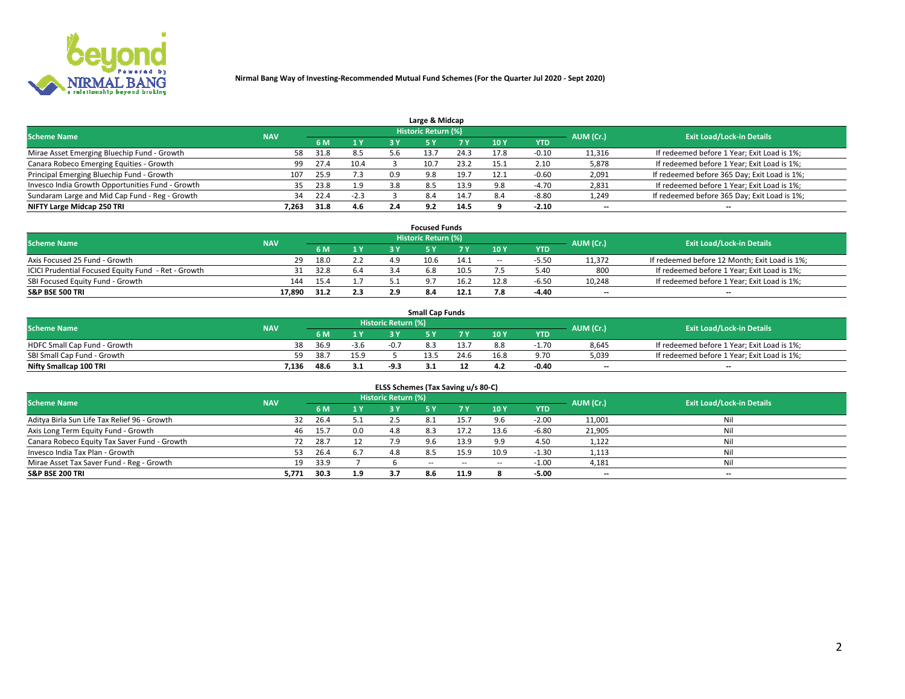**Nirmal Bang Way of Investing-Recommended Mutual Fund Schemes (For the Quarter Jul 2020 - Sept 2020)**

### Large & Midcap

| Scheme Name | NAV | Historic Return (%) | | | | | | | AUM (Cr.) | Exit Load/Lock-in Details |
|---|---|---|---|---|---|---|---|---|---|---|
| | | 6 M | 1 Y | 3 Y | 5 Y | 7 Y | 10 Y | YTD | | |
| Mirae Asset Emerging Bluechip Fund - Growth | 58 | 31.8 | 8.5 | 5.6 | 13.7 | 24.3 | 17.8 | -0.10 | 11,316 | If redeemed before 1 Year; Exit Load is 1%; |
| Canara Robeco Emerging Equities - Growth | 99 | 27.4 | 10.4 | 3 | 10.7 | 23.2 | 15.1 | 2.10 | 5,878 | If redeemed before 1 Year; Exit Load is 1%; |
| Principal Emerging Bluechip Fund - Growth | 107 | 25.9 | 7.3 | 0.9 | 9.8 | 19.7 | 12.1 | -0.60 | 2,091 | If redeemed before 365 Day; Exit Load is 1%; |
| Invesco India Growth Opportunities Fund - Growth | 35 | 23.8 | 1.9 | 3.8 | 8.5 | 13.9 | 9.8 | -4.70 | 2,831 | If redeemed before 1 Year; Exit Load is 1%; |
| Sundaram Large and Mid Cap Fund - Reg - Growth | 34 | 22.4 | -2.3 | 3 | 8.4 | 14.7 | 8.4 | -8.80 | 1,249 | If redeemed before 365 Day; Exit Load is 1%; |
| **NIFTY Large Midcap 250 TRI** | **7,263** | **31.8** | **4.6** | **2.4** | **9.2** | **14.5** | **9** | **-2.10** | **--** | **--** |

### Focused Funds

| Scheme Name | NAV | Historic Return (%) | | | | | | | AUM (Cr.) | Exit Load/Lock-in Details |
|---|---|---|---|---|---|---|---|---|---|---|
| | | 6 M | 1 Y | 3 Y | 5 Y | 7 Y | 10 Y | YTD | | |
| Axis Focused 25 Fund - Growth | 29 | 18.0 | 2.2 | 4.9 | 10.6 | 14.1 | -- | -5.50 | 11,372 | If redeemed before 12 Month; Exit Load is 1%; |
| ICICI Prudential Focused Equity Fund - Ret - Growth | 31 | 32.8 | 6.4 | 3.4 | 6.8 | 10.5 | 7.5 | 5.40 | 800 | If redeemed before 1 Year; Exit Load is 1%; |
| SBI Focused Equity Fund - Growth | 144 | 15.4 | 1.7 | 5.1 | 9.7 | 16.2 | 12.8 | -6.50 | 10,248 | If redeemed before 1 Year; Exit Load is 1%; |
| **S&P BSE 500 TRI** | **17,890** | **31.2** | **2.3** | **2.9** | **8.4** | **12.1** | **7.8** | **-4.40** | **--** | **--** |

### Small Cap Funds

| Scheme Name | NAV | Historic Return (%) | | | | | | | AUM (Cr.) | Exit Load/Lock-in Details |
|---|---|---|---|---|---|---|---|---|---|---|
| | | 6 M | 1 Y | 3 Y | 5 Y | 7 Y | 10 Y | YTD | | |
| HDFC Small Cap Fund - Growth | 38 | 36.9 | -3.6 | -0.7 | 8.3 | 13.7 | 8.8 | -1.70 | 8,645 | If redeemed before 1 Year; Exit Load is 1%; |
| SBI Small Cap Fund - Growth | 59 | 38.7 | 15.9 | 5 | 13.5 | 24.6 | 16.8 | 9.70 | 5,039 | If redeemed before 1 Year; Exit Load is 1%; |
| **Nifty Smallcap 100 TRI** | **7,136** | **48.6** | **3.1** | **-9.3** | **3.1** | **12** | **4.2** | **-0.40** | **--** | **--** |

### ELSS Schemes (Tax Saving u/s 80-C)

| Scheme Name | NAV | Historic Return (%) | | | | | | | AUM (Cr.) | Exit Load/Lock-in Details |
|---|---|---|---|---|---|---|---|---|---|---|
| | | 6 M | 1 Y | 3 Y | 5 Y | 7 Y | 10 Y | YTD | | |
| Aditya Birla Sun Life Tax Relief 96 - Growth | 32 | 26.4 | 5.1 | 2.5 | 8.1 | 15.7 | 9.6 | -2.00 | 11,001 | Nil |
| Axis Long Term Equity Fund - Growth | 46 | 15.7 | 0.0 | 4.8 | 8.3 | 17.2 | 13.6 | -6.80 | 21,905 | Nil |
| Canara Robeco Equity Tax Saver Fund - Growth | 72 | 28.7 | 12 | 7.9 | 9.6 | 13.9 | 9.9 | 4.50 | 1,122 | Nil |
| Invesco India Tax Plan - Growth | 53 | 26.4 | 6.7 | 4.8 | 8.5 | 15.9 | 10.9 | -1.30 | 1,113 | Nil |
| Mirae Asset Tax Saver Fund - Reg - Growth | 19 | 33.9 | 7 | 6 | -- | -- | -- | -1.00 | 4,181 | Nil |
| **S&P BSE 200 TRI** | **5,771** | **30.3** | **1.9** | **3.7** | **8.6** | **11.9** | **8** | **-5.00** | **--** | **--** |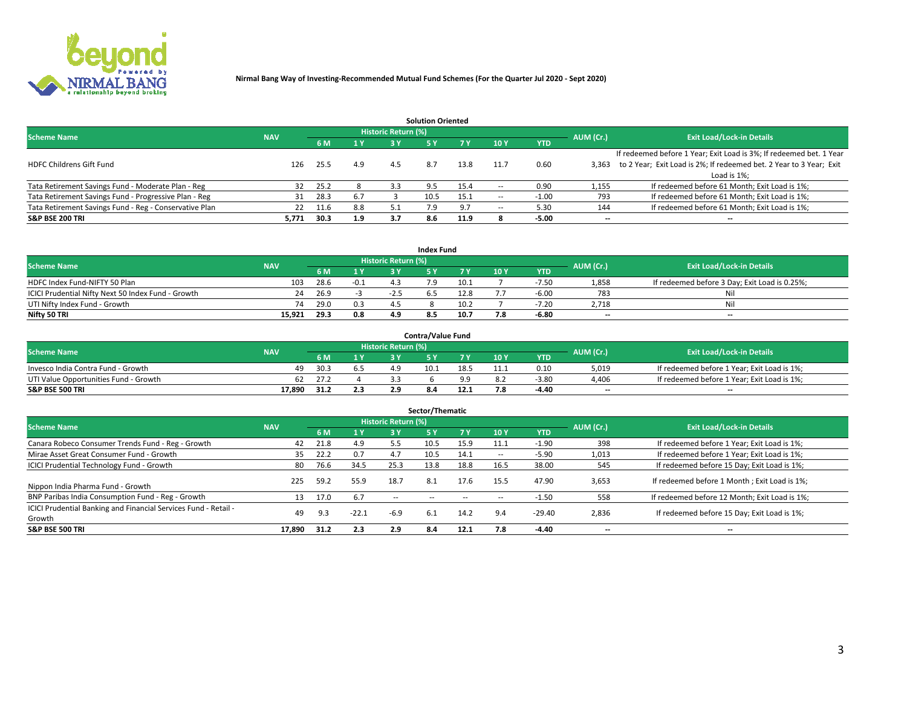Nirmal Bang Way of Investing-Recommended Mutual Fund Schemes (For the Quarter Jul 2020 - Sept 2020)

## Solution Oriented

| Scheme Name | NAV | Historic Return (%) | | | | | | | AUM (Cr.) | Exit Load/Lock-in Details |
|---|---|---|---|---|---|---|---|---|---|---|
| | | 6 M | 1 Y | 3 Y | 5 Y | 7 Y | 10 Y | YTD | | |
| HDFC Childrens Gift Fund | 126 | 25.5 | 4.9 | 4.5 | 8.7 | 13.8 | 11.7 | 0.60 | 3,363 | If redeemed before 1 Year; Exit Load is 3%; If redeemed bet. 1 Year to 2 Year; Exit Load is 2%; If redeemed bet. 2 Year to 3 Year; Exit Load is 1%; |
| Tata Retirement Savings Fund - Moderate Plan - Reg | 32 | 25.2 | 8 | 3.3 | 9.5 | 15.4 | -- | 0.90 | 1,155 | If redeemed before 61 Month; Exit Load is 1%; |
| Tata Retirement Savings Fund - Progressive Plan - Reg | 31 | 28.3 | 6.7 | 3 | 10.5 | 15.1 | -- | -1.00 | 793 | If redeemed before 61 Month; Exit Load is 1%; |
| Tata Retirement Savings Fund - Reg - Conservative Plan | 22 | 11.6 | 8.8 | 5.1 | 7.9 | 9.7 | -- | 5.30 | 144 | If redeemed before 61 Month; Exit Load is 1%; |
| **S&P BSE 200 TRI** | **5,771** | **30.3** | **1.9** | **3.7** | **8.6** | **11.9** | **8** | **-5.00** | **--** | **--** |

## Index Fund

| Scheme Name | NAV | Historic Return (%) | | | | | | | AUM (Cr.) | Exit Load/Lock-in Details |
|---|---|---|---|---|---|---|---|---|---|---|
| | | 6 M | 1 Y | 3 Y | 5 Y | 7 Y | 10 Y | YTD | | |
| HDFC Index Fund-NIFTY 50 Plan | 103 | 28.6 | -0.1 | 4.3 | 7.9 | 10.1 | 7 | -7.50 | 1,858 | If redeemed before 3 Day; Exit Load is 0.25%; |
| ICICI Prudential Nifty Next 50 Index Fund - Growth | 24 | 26.9 | -3 | -2.5 | 6.5 | 12.8 | 7.7 | -6.00 | 783 | Nil |
| UTI Nifty Index Fund - Growth | 74 | 29.0 | 0.3 | 4.5 | 8 | 10.2 | 7 | -7.20 | 2,718 | Nil |
| **Nifty 50 TRI** | **15,921** | **29.3** | **0.8** | **4.9** | **8.5** | **10.7** | **7.8** | **-6.80** | **--** | **--** |

## Contra/Value Fund

| Scheme Name | NAV | Historic Return (%) | | | | | | | AUM (Cr.) | Exit Load/Lock-in Details |
|---|---|---|---|---|---|---|---|---|---|---|
| | | 6 M | 1 Y | 3 Y | 5 Y | 7 Y | 10 Y | YTD | | |
| Invesco India Contra Fund - Growth | 49 | 30.3 | 6.5 | 4.9 | 10.1 | 18.5 | 11.1 | 0.10 | 5,019 | If redeemed before 1 Year; Exit Load is 1%; |
| UTI Value Opportunities Fund - Growth | 62 | 27.2 | 4 | 3.3 | 6 | 9.9 | 8.2 | -3.80 | 4,406 | If redeemed before 1 Year; Exit Load is 1%; |
| **S&P BSE 500 TRI** | **17,890** | **31.2** | **2.3** | **2.9** | **8.4** | **12.1** | **7.8** | **-4.40** | **--** | **--** |

## Sector/Thematic

| Scheme Name | NAV | Historic Return (%) | | | | | | | AUM (Cr.) | Exit Load/Lock-in Details |
|---|---|---|---|---|---|---|---|---|---|---|
| | | 6 M | 1 Y | 3 Y | 5 Y | 7 Y | 10 Y | YTD | | |
| Canara Robeco Consumer Trends Fund - Reg - Growth | 42 | 21.8 | 4.9 | 5.5 | 10.5 | 15.9 | 11.1 | -1.90 | 398 | If redeemed before 1 Year; Exit Load is 1%; |
| Mirae Asset Great Consumer Fund - Growth | 35 | 22.2 | 0.7 | 4.7 | 10.5 | 14.1 | -- | -5.90 | 1,013 | If redeemed before 1 Year; Exit Load is 1%; |
| ICICI Prudential Technology Fund - Growth | 80 | 76.6 | 34.5 | 25.3 | 13.8 | 18.8 | 16.5 | 38.00 | 545 | If redeemed before 15 Day; Exit Load is 1%; |
| Nippon India Pharma Fund - Growth | 225 | 59.2 | 55.9 | 18.7 | 8.1 | 17.6 | 15.5 | 47.90 | 3,653 | If redeemed before 1 Month ; Exit Load is 1%; |
| BNP Paribas India Consumption Fund - Reg - Growth | 13 | 17.0 | 6.7 | -- | -- | -- | -- | -1.50 | 558 | If redeemed before 12 Month; Exit Load is 1%; |
| ICICI Prudential Banking and Financial Services Fund - Retail - Growth | 49 | 9.3 | -22.1 | -6.9 | 6.1 | 14.2 | 9.4 | -29.40 | 2,836 | If redeemed before 15 Day; Exit Load is 1%; |
| **S&P BSE 500 TRI** | **17,890** | **31.2** | **2.3** | **2.9** | **8.4** | **12.1** | **7.8** | **-4.40** | **--** | **--** |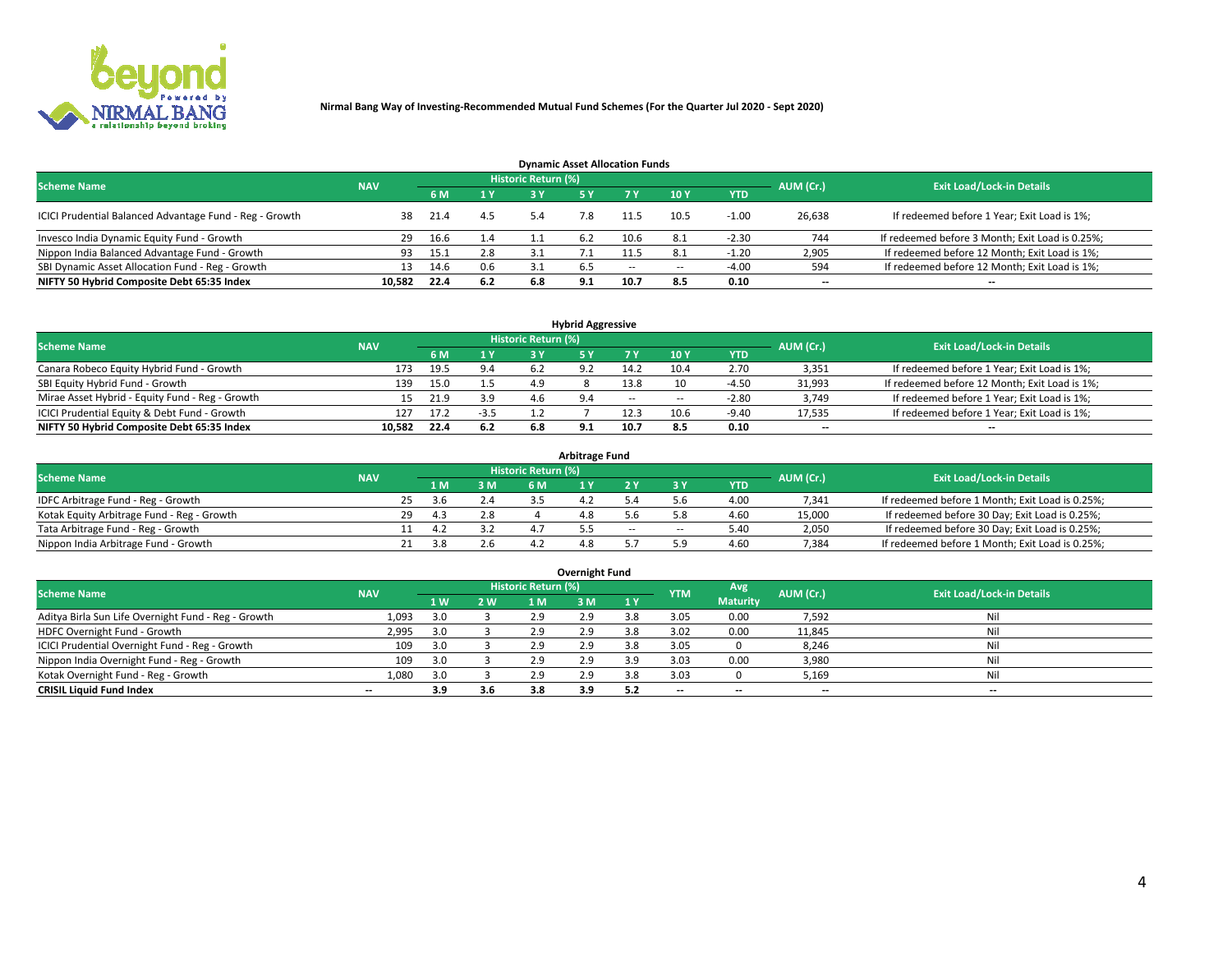Nirmal Bang Way of Investing-Recommended Mutual Fund Schemes (For the Quarter Jul 2020 - Sept 2020)

### Dynamic Asset Allocation Funds

| Scheme Name | NAV | Historic Return (%) | | | | | | | AUM (Cr.) | Exit Load/Lock-in Details |
|---|---|---|---|---|---|---|---|---|---|---|
| | | 6 M | 1 Y | 3 Y | 5 Y | 7 Y | 10 Y | YTD | | |
| ICICI Prudential Balanced Advantage Fund - Reg - Growth | 38 | 21.4 | 4.5 | 5.4 | 7.8 | 11.5 | 10.5 | -1.00 | 26,638 | If redeemed before 1 Year; Exit Load is 1%; |
| Invesco India Dynamic Equity Fund - Growth | 29 | 16.6 | 1.4 | 1.1 | 6.2 | 10.6 | 8.1 | -2.30 | 744 | If redeemed before 3 Month; Exit Load is 0.25%; |
| Nippon India Balanced Advantage Fund - Growth | 93 | 15.1 | 2.8 | 3.1 | 7.1 | 11.5 | 8.1 | -1.20 | 2,905 | If redeemed before 12 Month; Exit Load is 1%; |
| SBI Dynamic Asset Allocation Fund - Reg - Growth | 13 | 14.6 | 0.6 | 3.1 | 6.5 | -- | -- | -4.00 | 594 | If redeemed before 12 Month; Exit Load is 1%; |
| **NIFTY 50 Hybrid Composite Debt 65:35 Index** | **10,582** | **22.4** | **6.2** | **6.8** | **9.1** | **10.7** | **8.5** | **0.10** | **--** | **--** |

### Hybrid Aggressive

| Scheme Name | NAV | Historic Return (%) | | | | | | | AUM (Cr.) | Exit Load/Lock-in Details |
|---|---|---|---|---|---|---|---|---|---|---|
| | | 6 M | 1 Y | 3 Y | 5 Y | 7 Y | 10 Y | YTD | | |
| Canara Robeco Equity Hybrid Fund - Growth | 173 | 19.5 | 9.4 | 6.2 | 9.2 | 14.2 | 10.4 | 2.70 | 3,351 | If redeemed before 1 Year; Exit Load is 1%; |
| SBI Equity Hybrid Fund - Growth | 139 | 15.0 | 1.5 | 4.9 | 8 | 13.8 | 10 | -4.50 | 31,993 | If redeemed before 12 Month; Exit Load is 1%; |
| Mirae Asset Hybrid - Equity Fund - Reg - Growth | 15 | 21.9 | 3.9 | 4.6 | 9.4 | -- | -- | -2.80 | 3,749 | If redeemed before 1 Year; Exit Load is 1%; |
| ICICI Prudential Equity & Debt Fund - Growth | 127 | 17.2 | -3.5 | 1.2 | 7 | 12.3 | 10.6 | -9.40 | 17,535 | If redeemed before 1 Year; Exit Load is 1%; |
| **NIFTY 50 Hybrid Composite Debt 65:35 Index** | **10,582** | **22.4** | **6.2** | **6.8** | **9.1** | **10.7** | **8.5** | **0.10** | **--** | **--** |

### Arbitrage Fund

| Scheme Name | NAV | Historic Return (%) | | | | | | | AUM (Cr.) | Exit Load/Lock-in Details |
|---|---|---|---|---|---|---|---|---|---|---|
| | | 1 M | 3 M | 6 M | 1 Y | 2 Y | 3 Y | YTD | | |
| IDFC Arbitrage Fund - Reg - Growth | 25 | 3.6 | 2.4 | 3.5 | 4.2 | 5.4 | 5.6 | 4.00 | 7,341 | If redeemed before 1 Month; Exit Load is 0.25%; |
| Kotak Equity Arbitrage Fund - Reg - Growth | 29 | 4.3 | 2.8 | 4 | 4.8 | 5.6 | 5.8 | 4.60 | 15,000 | If redeemed before 30 Day; Exit Load is 0.25%; |
| Tata Arbitrage Fund - Reg - Growth | 11 | 4.2 | 3.2 | 4.7 | 5.5 | -- | -- | 5.40 | 2,050 | If redeemed before 30 Day; Exit Load is 0.25%; |
| Nippon India Arbitrage Fund - Growth | 21 | 3.8 | 2.6 | 4.2 | 4.8 | 5.7 | 5.9 | 4.60 | 7,384 | If redeemed before 1 Month; Exit Load is 0.25%; |

### Overnight Fund

| Scheme Name | NAV | Historic Return (%) | | | | | YTM | Avg Maturity | AUM (Cr.) | Exit Load/Lock-in Details |
|---|---|---|---|---|---|---|---|---|---|---|
| | | 1 W | 2 W | 1 M | 3 M | 1 Y | | | | |
| Aditya Birla Sun Life Overnight Fund - Reg - Growth | 1,093 | 3.0 | 3 | 2.9 | 2.9 | 3.8 | 3.05 | 0.00 | 7,592 | Nil |
| HDFC Overnight Fund - Growth | 2,995 | 3.0 | 3 | 2.9 | 2.9 | 3.8 | 3.02 | 0.00 | 11,845 | Nil |
| ICICI Prudential Overnight Fund - Reg - Growth | 109 | 3.0 | 3 | 2.9 | 2.9 | 3.8 | 3.05 | 0 | 8,246 | Nil |
| Nippon India Overnight Fund - Reg - Growth | 109 | 3.0 | 3 | 2.9 | 2.9 | 3.9 | 3.03 | 0.00 | 3,980 | Nil |
| Kotak Overnight Fund - Reg - Growth | 1,080 | 3.0 | 3 | 2.9 | 2.9 | 3.8 | 3.03 | 0 | 5,169 | Nil |
| **CRISIL Liquid Fund Index** | **--** | **3.9** | **3.6** | **3.8** | **3.9** | **5.2** | **--** | **--** | **--** | **--** |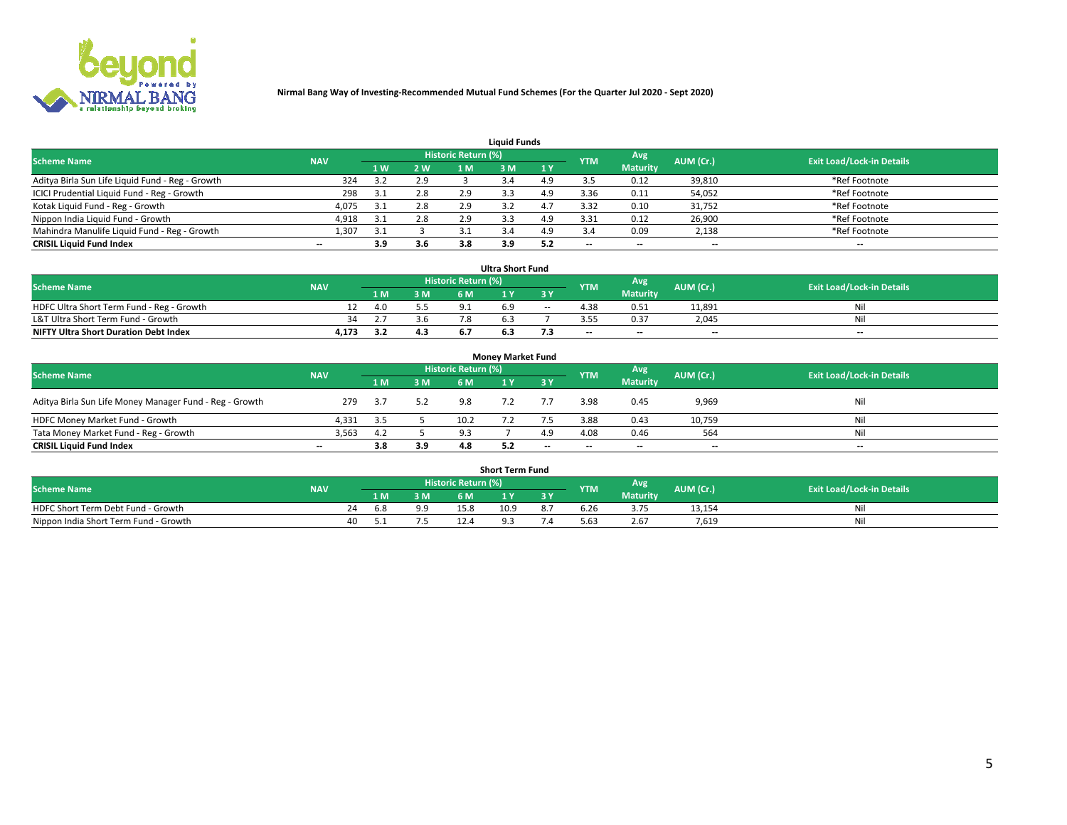Nirmal Bang Way of Investing-Recommended Mutual Fund Schemes (For the Quarter Jul 2020 - Sept 2020)

## Liquid Funds

| Scheme Name | NAV | Historic Return (%) | | | | | YTM | Avg Maturity | AUM (Cr.) | Exit Load/Lock-in Details |
|---|---|---|---|---|---|---|---|---|---|---|
| | | 1 W | 2 W | 1 M | 3 M | 1 Y | | | | |
| Aditya Birla Sun Life Liquid Fund - Reg - Growth | 324 | 3.2 | 2.9 | 3 | 3.4 | 4.9 | 3.5 | 0.12 | 39,810 | *Ref Footnote |
| ICICI Prudential Liquid Fund - Reg - Growth | 298 | 3.1 | 2.8 | 2.9 | 3.3 | 4.9 | 3.36 | 0.11 | 54,052 | *Ref Footnote |
| Kotak Liquid Fund - Reg - Growth | 4,075 | 3.1 | 2.8 | 2.9 | 3.2 | 4.7 | 3.32 | 0.10 | 31,752 | *Ref Footnote |
| Nippon India Liquid Fund - Growth | 4,918 | 3.1 | 2.8 | 2.9 | 3.3 | 4.9 | 3.31 | 0.12 | 26,900 | *Ref Footnote |
| Mahindra Manulife Liquid Fund - Reg - Growth | 1,307 | 3.1 | 3 | 3.1 | 3.4 | 4.9 | 3.4 | 0.09 | 2,138 | *Ref Footnote |
| **CRISIL Liquid Fund Index** | -- | **3.9** | **3.6** | **3.8** | **3.9** | **5.2** | -- | -- | -- | -- |

## Ultra Short Fund

| Scheme Name | NAV | Historic Return (%) | | | | | YTM | Avg Maturity | AUM (Cr.) | Exit Load/Lock-in Details |
|---|---|---|---|---|---|---|---|---|---|---|
| | | 1 M | 3 M | 6 M | 1 Y | 3 Y | | | | |
| HDFC Ultra Short Term Fund - Reg - Growth | 12 | 4.0 | 5.5 | 9.1 | 6.9 | -- | 4.38 | 0.51 | 11,891 | Nil |
| L&T Ultra Short Term Fund - Growth | 34 | 2.7 | 3.6 | 7.8 | 6.3 | 7 | 3.55 | 0.37 | 2,045 | Nil |
| **NIFTY Ultra Short Duration Debt Index** | **4,173** | **3.2** | **4.3** | **6.7** | **6.3** | **7.3** | -- | -- | -- | -- |

## Money Market Fund

| Scheme Name | NAV | Historic Return (%) | | | | | YTM | Avg Maturity | AUM (Cr.) | Exit Load/Lock-in Details |
|---|---|---|---|---|---|---|---|---|---|---|
| | | 1 M | 3 M | 6 M | 1 Y | 3 Y | | | | |
| Aditya Birla Sun Life Money Manager Fund - Reg - Growth | 279 | 3.7 | 5.2 | 9.8 | 7.2 | 7.7 | 3.98 | 0.45 | 9,969 | Nil |
| HDFC Money Market Fund - Growth | 4,331 | 3.5 | 5 | 10.2 | 7.2 | 7.5 | 3.88 | 0.43 | 10,759 | Nil |
| Tata Money Market Fund - Reg - Growth | 3,563 | 4.2 | 5 | 9.3 | 7 | 4.9 | 4.08 | 0.46 | 564 | Nil |
| **CRISIL Liquid Fund Index** | -- | **3.8** | **3.9** | **4.8** | **5.2** | -- | -- | -- | -- | -- |

## Short Term Fund

| Scheme Name | NAV | Historic Return (%) | | | | | YTM | Avg Maturity | AUM (Cr.) | Exit Load/Lock-in Details |
|---|---|---|---|---|---|---|---|---|---|---|
| | | 1 M | 3 M | 6 M | 1 Y | 3 Y | | | | |
| HDFC Short Term Debt Fund - Growth | 24 | 6.8 | 9.9 | 15.8 | 10.9 | 8.7 | 6.26 | 3.75 | 13,154 | Nil |
| Nippon India Short Term Fund - Growth | 40 | 5.1 | 7.5 | 12.4 | 9.3 | 7.4 | 5.63 | 2.67 | 7,619 | Nil |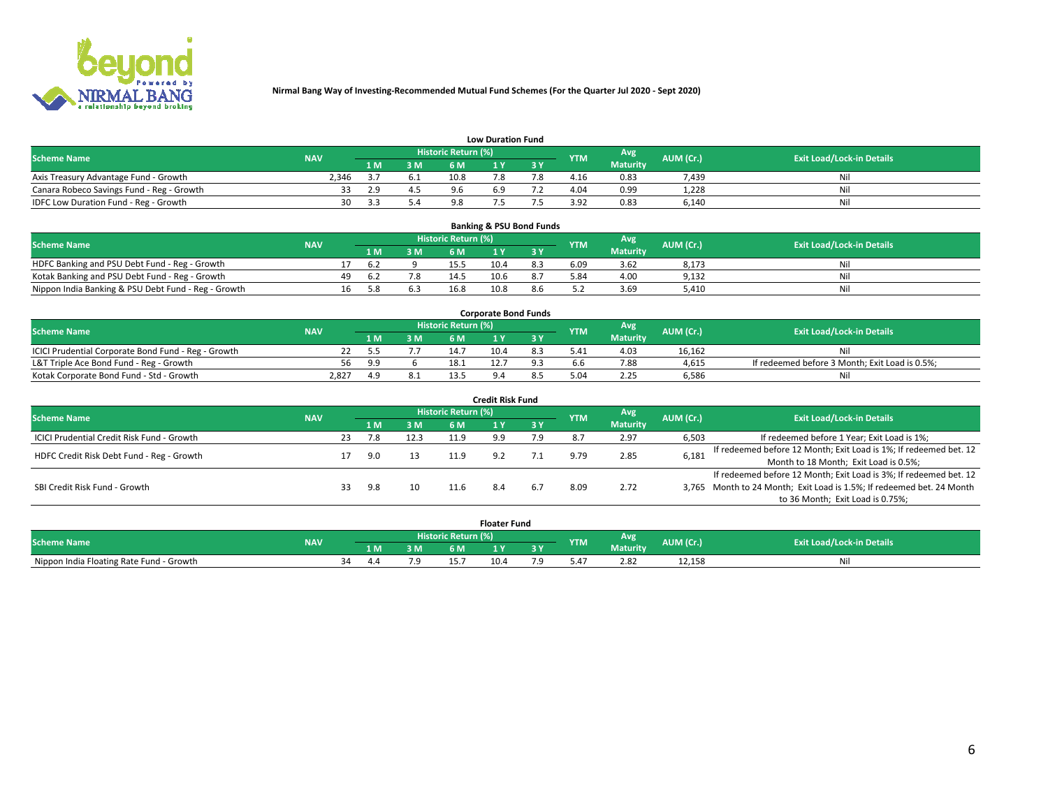**Nirmal Bang Way of Investing-Recommended Mutual Fund Schemes (For the Quarter Jul 2020 - Sept 2020)**

### Low Duration Fund

| Scheme Name | NAV | Historic Return (%) | | | | | YTM | Avg Maturity | AUM (Cr.) | Exit Load/Lock-in Details |
|---|---|---|---|---|---|---|---|---|---|---|
| | | 1 M | 3 M | 6 M | 1 Y | 3 Y | | | | |
| Axis Treasury Advantage Fund - Growth | 2,346 | 3.7 | 6.1 | 10.8 | 7.8 | 7.8 | 4.16 | 0.83 | 7,439 | Nil |
| Canara Robeco Savings Fund - Reg - Growth | 33 | 2.9 | 4.5 | 9.6 | 6.9 | 7.2 | 4.04 | 0.99 | 1,228 | Nil |
| IDFC Low Duration Fund - Reg - Growth | 30 | 3.3 | 5.4 | 9.8 | 7.5 | 7.5 | 3.92 | 0.83 | 6,140 | Nil |

### Banking & PSU Bond Funds

| Scheme Name | NAV | Historic Return (%) | | | | | YTM | Avg Maturity | AUM (Cr.) | Exit Load/Lock-in Details |
|---|---|---|---|---|---|---|---|---|---|---|
| | | 1 M | 3 M | 6 M | 1 Y | 3 Y | | | | |
| HDFC Banking and PSU Debt Fund - Reg - Growth | 17 | 6.2 | 9 | 15.5 | 10.4 | 8.3 | 6.09 | 3.62 | 8,173 | Nil |
| Kotak Banking and PSU Debt Fund - Reg - Growth | 49 | 6.2 | 7.8 | 14.5 | 10.6 | 8.7 | 5.84 | 4.00 | 9,132 | Nil |
| Nippon India Banking & PSU Debt Fund - Reg - Growth | 16 | 5.8 | 6.3 | 16.8 | 10.8 | 8.6 | 5.2 | 3.69 | 5,410 | Nil |

### Corporate Bond Funds

| Scheme Name | NAV | Historic Return (%) | | | | | YTM | Avg Maturity | AUM (Cr.) | Exit Load/Lock-in Details |
|---|---|---|---|---|---|---|---|---|---|---|
| | | 1 M | 3 M | 6 M | 1 Y | 3 Y | | | | |
| ICICI Prudential Corporate Bond Fund - Reg - Growth | 22 | 5.5 | 7.7 | 14.7 | 10.4 | 8.3 | 5.41 | 4.03 | 16,162 | Nil |
| L&T Triple Ace Bond Fund - Reg - Growth | 56 | 9.9 | 6 | 18.1 | 12.7 | 9.3 | 6.6 | 7.88 | 4,615 | If redeemed before 3 Month; Exit Load is 0.5%; |
| Kotak Corporate Bond Fund - Std - Growth | 2,827 | 4.9 | 8.1 | 13.5 | 9.4 | 8.5 | 5.04 | 2.25 | 6,586 | Nil |

### Credit Risk Fund

| Scheme Name | NAV | Historic Return (%) | | | | | YTM | Avg Maturity | AUM (Cr.) | Exit Load/Lock-in Details |
|---|---|---|---|---|---|---|---|---|---|---|
| | | 1 M | 3 M | 6 M | 1 Y | 3 Y | | | | |
| ICICI Prudential Credit Risk Fund - Growth | 23 | 7.8 | 12.3 | 11.9 | 9.9 | 7.9 | 8.7 | 2.97 | 6,503 | If redeemed before 1 Year; Exit Load is 1%; |
| HDFC Credit Risk Debt Fund - Reg - Growth | 17 | 9.0 | 13 | 11.9 | 9.2 | 7.1 | 9.79 | 2.85 | 6,181 | If redeemed before 12 Month; Exit Load is 1%; If redeemed bet. 12 Month to 18 Month; Exit Load is 0.5%; |
| SBI Credit Risk Fund - Growth | 33 | 9.8 | 10 | 11.6 | 8.4 | 6.7 | 8.09 | 2.72 | 3,765 | If redeemed before 12 Month; Exit Load is 3%; If redeemed bet. 12 Month to 24 Month; Exit Load is 1.5%; If redeemed bet. 24 Month to 36 Month; Exit Load is 0.75%; |

### Floater Fund

| Scheme Name | NAV | Historic Return (%) | | | | | YTM | Avg Maturity | AUM (Cr.) | Exit Load/Lock-in Details |
|---|---|---|---|---|---|---|---|---|---|---|
| | | 1 M | 3 M | 6 M | 1 Y | 3 Y | | | | |
| Nippon India Floating Rate Fund - Growth | 34 | 4.4 | 7.9 | 15.7 | 10.4 | 7.9 | 5.47 | 2.82 | 12,158 | Nil |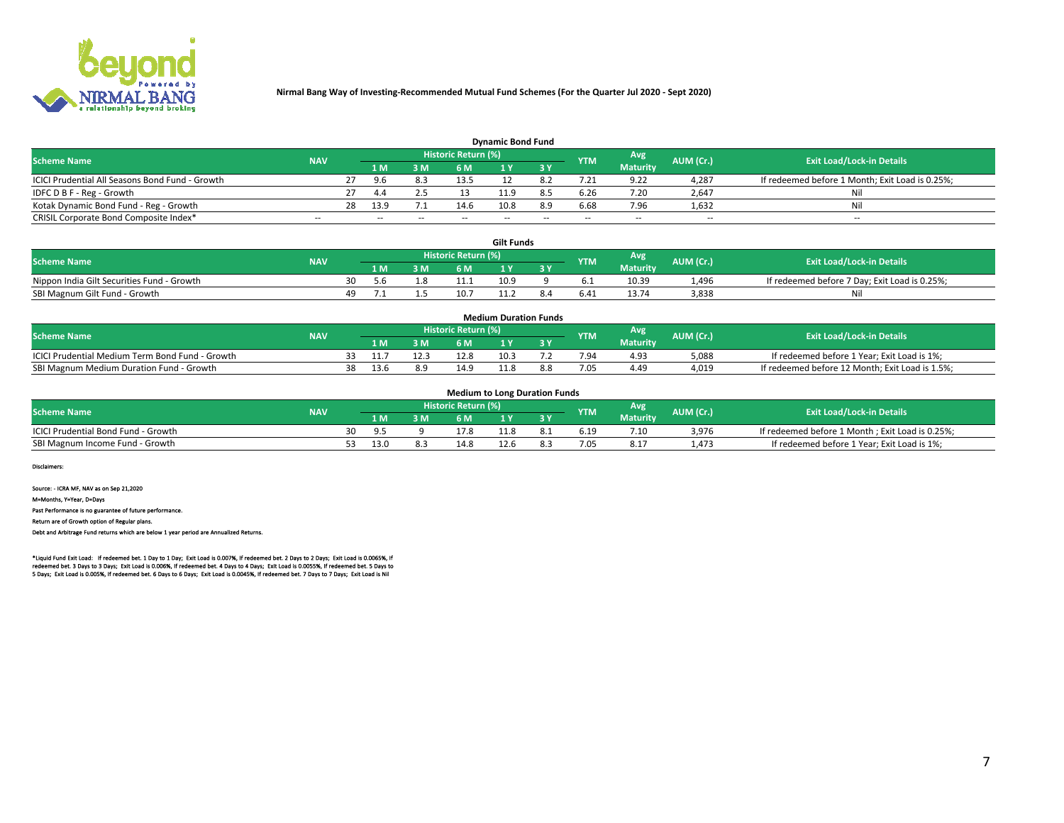**Nirmal Bang Way of Investing-Recommended Mutual Fund Schemes (For the Quarter Jul 2020 - Sept 2020)**

### Dynamic Bond Fund

| Scheme Name | NAV | Historic Return (%) | | | | | YTM | Avg Maturity | AUM (Cr.) | Exit Load/Lock-in Details |
|---|---|---|---|---|---|---|---|---|---|---|
| | | 1 M | 3 M | 6 M | 1 Y | 3 Y | | | | |
| ICICI Prudential All Seasons Bond Fund - Growth | 27 | 9.6 | 8.3 | 13.5 | 12 | 8.2 | 7.21 | 9.22 | 4,287 | If redeemed before 1 Month; Exit Load is 0.25%; |
| IDFC D B F - Reg - Growth | 27 | 4.4 | 2.5 | 13 | 11.9 | 8.5 | 6.26 | 7.20 | 2,647 | Nil |
| Kotak Dynamic Bond Fund - Reg - Growth | 28 | 13.9 | 7.1 | 14.6 | 10.8 | 8.9 | 6.68 | 7.96 | 1,632 | Nil |
| CRISIL Corporate Bond Composite Index* | -- | -- | -- | -- | -- | -- | -- | -- | -- | -- |

### Gilt Funds

| Scheme Name | NAV | Historic Return (%) | | | | | YTM | Avg Maturity | AUM (Cr.) | Exit Load/Lock-in Details |
|---|---|---|---|---|---|---|---|---|---|---|
| | | 1 M | 3 M | 6 M | 1 Y | 3 Y | | | | |
| Nippon India Gilt Securities Fund - Growth | 30 | 5.6 | 1.8 | 11.1 | 10.9 | 9 | 6.1 | 10.39 | 1,496 | If redeemed before 7 Day; Exit Load is 0.25%; |
| SBI Magnum Gilt Fund - Growth | 49 | 7.1 | 1.5 | 10.7 | 11.2 | 8.4 | 6.41 | 13.74 | 3,838 | Nil |

### Medium Duration Funds

| Scheme Name | NAV | Historic Return (%) | | | | | YTM | Avg Maturity | AUM (Cr.) | Exit Load/Lock-in Details |
|---|---|---|---|---|---|---|---|---|---|---|
| | | 1 M | 3 M | 6 M | 1 Y | 3 Y | | | | |
| ICICI Prudential Medium Term Bond Fund - Growth | 33 | 11.7 | 12.3 | 12.8 | 10.3 | 7.2 | 7.94 | 4.93 | 5,088 | If redeemed before 1 Year; Exit Load is 1%; |
| SBI Magnum Medium Duration Fund - Growth | 38 | 13.6 | 8.9 | 14.9 | 11.8 | 8.8 | 7.05 | 4.49 | 4,019 | If redeemed before 12 Month; Exit Load is 1.5%; |

### Medium to Long Duration Funds

| Scheme Name | NAV | Historic Return (%) | | | | | YTM | Avg Maturity | AUM (Cr.) | Exit Load/Lock-in Details |
|---|---|---|---|---|---|---|---|---|---|---|
| | | 1 M | 3 M | 6 M | 1 Y | 3 Y | | | | |
| ICICI Prudential Bond Fund - Growth | 30 | 9.5 | 9 | 17.8 | 11.8 | 8.1 | 6.19 | 7.10 | 3,976 | If redeemed before 1 Month ; Exit Load is 0.25%; |
| SBI Magnum Income Fund - Growth | 53 | 13.0 | 8.3 | 14.8 | 12.6 | 8.3 | 7.05 | 8.17 | 1,473 | If redeemed before 1 Year; Exit Load is 1%; |

Disclaimers:

Source: - ICRA MF, NAV as on Sep 21,2020

M=Months, Y=Year, D=Days

Past Performance is no guarantee of future performance.

Return are of Growth option of Regular plans.

Debt and Arbitrage Fund returns which are below 1 year period are Annualized Returns.

*Liquid Fund Exit Load: If redeemed bet. 1 Day to 1 Day; Exit Load is 0.007%, If redeemed bet. 2 Days to 2 Days; Exit Load is 0.0065%, If redeemed bet. 3 Days to 3 Days; Exit Load is 0.006%, If redeemed bet. 4 Days to 4 Days; Exit Load is 0.0055%, If redeemed bet. 5 Days to 5 Days; Exit Load is 0.005%, If redeemed bet. 6 Days to 6 Days; Exit Load is 0.0045%, If redeemed bet. 7 Days to 7 Days; Exit Load is Nil